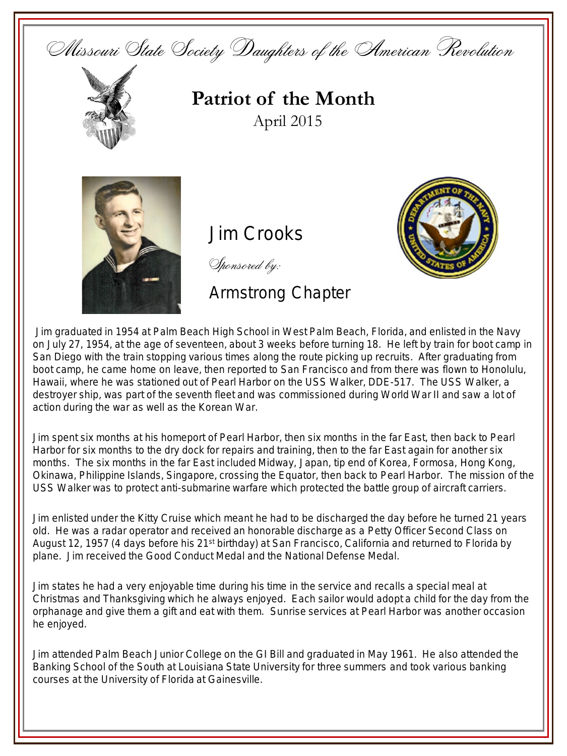Missouri State Society Daughters of the American Revolution

# Patriot of the Month

April 2015

## Jim Crooks

*Sponsored by:*

Armstrong Chapter

Jim graduated in 1954 at Palm Beach High School in West Palm Beach, Florida, and enlisted in the Navy on July 27, 1954, at the age of seventeen, about 3 weeks before turning 18. He left by train for boot camp in San Diego with the train stopping various times along the route picking up recruits. After graduating from boot camp, he came home on leave, then reported to San Francisco and from there was flown to Honolulu, Hawaii, where he was stationed out of Pearl Harbor on the USS Walker, DDE-517. The USS Walker, a destroyer ship, was part of the seventh fleet and was commissioned during World War II and saw a lot of action during the war as well as the Korean War.

Jim spent six months at his homeport of Pearl Harbor, then six months in the far East, then back to Pearl Harbor for six months to the dry dock for repairs and training, then to the far East again for another six months. The six months in the far East included Midway, Japan, tip end of Korea, Formosa, Hong Kong, Okinawa, Philippine Islands, Singapore, crossing the Equator, then back to Pearl Harbor. The mission of the USS Walker was to protect anti-submarine warfare which protected the battle group of aircraft carriers.

Jim enlisted under the Kitty Cruise which meant he had to be discharged the day before he turned 21 years old. He was a radar operator and received an honorable discharge as a Petty Officer Second Class on August 12, 1957 (4 days before his 21st birthday) at San Francisco, California and returned to Florida by plane. Jim received the Good Conduct Medal and the National Defense Medal.

Jim states he had a very enjoyable time during his time in the service and recalls a special meal at Christmas and Thanksgiving which he always enjoyed. Each sailor would adopt a child for the day from the orphanage and give them a gift and eat with them. Sunrise services at Pearl Harbor was another occasion he enjoyed.

Jim attended Palm Beach Junior College on the GI Bill and graduated in May 1961. He also attended the Banking School of the South at Louisiana State University for three summers and took various banking courses at the University of Florida at Gainesville.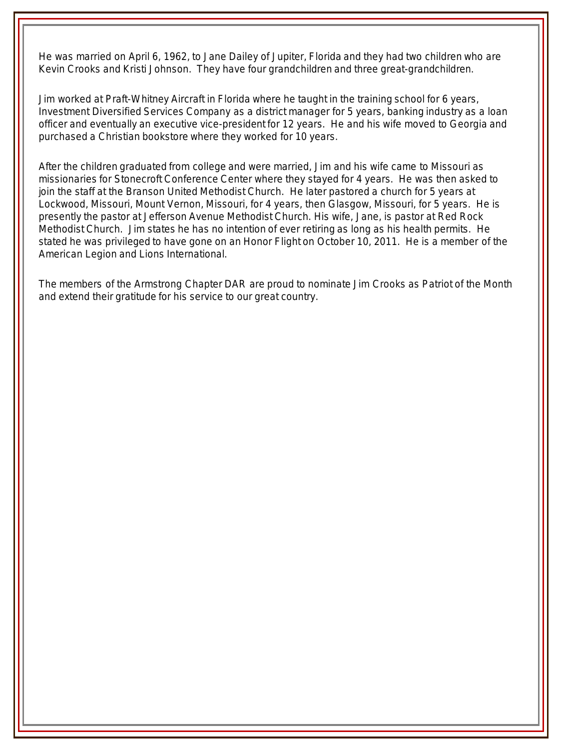He was married on April 6, 1962, to Jane Dailey of Jupiter, Florida and they had two children who are Kevin Crooks and Kristi Johnson. They have four grandchildren and three great-grandchildren.

Jim worked at Praft-Whitney Aircraft in Florida where he taught in the training school for 6 years, Investment Diversified Services Company as a district manager for 5 years, banking industry as a loan officer and eventually an executive vice-president for 12 years. He and his wife moved to Georgia and purchased a Christian bookstore where they worked for 10 years.

After the children graduated from college and were married, Jim and his wife came to Missouri as missionaries for Stonecroft Conference Center where they stayed for 4 years. He was then asked to join the staff at the Branson United Methodist Church. He later pastored a church for 5 years at Lockwood, Missouri, Mount Vernon, Missouri, for 4 years, then Glasgow, Missouri, for 5 years. He is presently the pastor at Jefferson Avenue Methodist Church. His wife, Jane, is pastor at Red Rock Methodist Church. Jim states he has no intention of ever retiring as long as his health permits. He stated he was privileged to have gone on an Honor Flight on October 10, 2011. He is a member of the American Legion and Lions International.

The members of the Armstrong Chapter DAR are proud to nominate Jim Crooks as Patriot of the Month and extend their gratitude for his service to our great country.